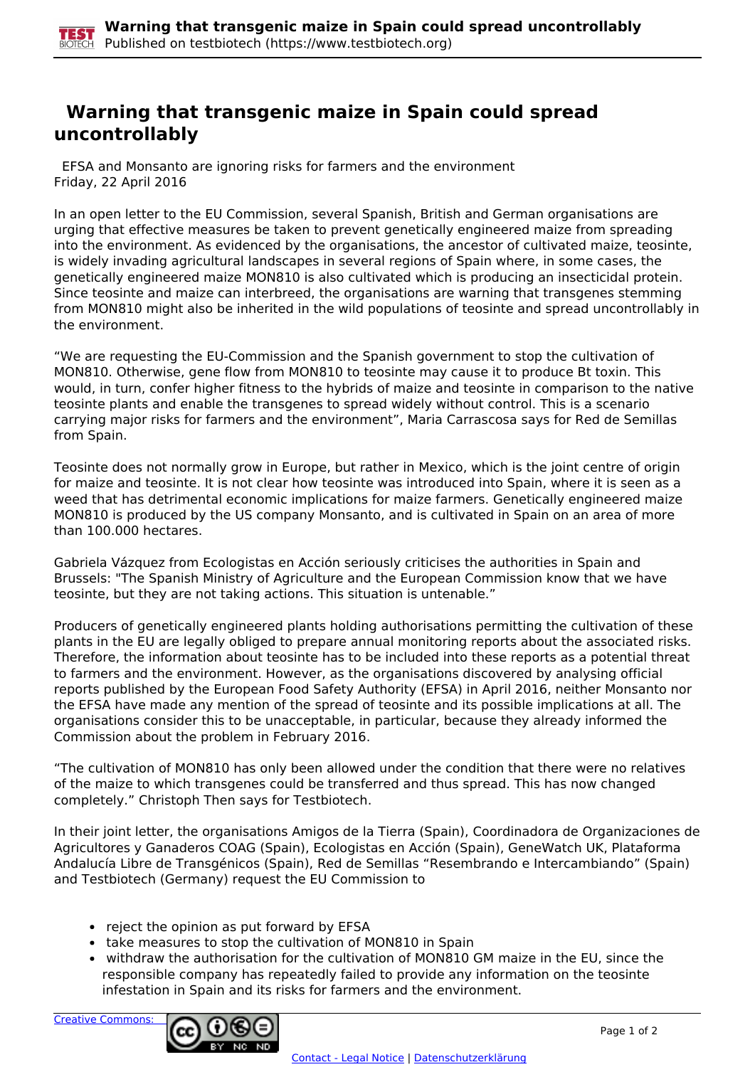# Warning that transgenic maize in Spain could spread uncontrollably

EFSA and Monsanto are ignoring risks for farmers and the environment
Friday, 22 April 2016

In an open letter to the EU Commission, several Spanish, British and German organisations are urging that effective measures be taken to prevent genetically engineered maize from spreading into the environment. As evidenced by the organisations, the ancestor of cultivated maize, teosinte, is widely invading agricultural landscapes in several regions of Spain where, in some cases, the genetically engineered maize MON810 is also cultivated which is producing an insecticidal protein. Since teosinte and maize can interbreed, the organisations are warning that transgenes stemming from MON810 might also be inherited in the wild populations of teosinte and spread uncontrollably in the environment.

“We are requesting the EU-Commission and the Spanish government to stop the cultivation of MON810. Otherwise, gene flow from MON810 to teosinte may cause it to produce Bt toxin. This would, in turn, confer higher fitness to the hybrids of maize and teosinte in comparison to the native teosinte plants and enable the transgenes to spread widely without control. This is a scenario carrying major risks for farmers and the environment”, Maria Carrascosa says for Red de Semillas from Spain.

Teosinte does not normally grow in Europe, but rather in Mexico, which is the joint centre of origin for maize and teosinte. It is not clear how teosinte was introduced into Spain, where it is seen as a weed that has detrimental economic implications for maize farmers. Genetically engineered maize MON810 is produced by the US company Monsanto, and is cultivated in Spain on an area of more than 100.000 hectares.

Gabriela Vázquez from Ecologistas en Acción seriously criticises the authorities in Spain and Brussels: "The Spanish Ministry of Agriculture and the European Commission know that we have teosinte, but they are not taking actions. This situation is untenable.”

Producers of genetically engineered plants holding authorisations permitting the cultivation of these plants in the EU are legally obliged to prepare annual monitoring reports about the associated risks. Therefore, the information about teosinte has to be included into these reports as a potential threat to farmers and the environment. However, as the organisations discovered by analysing official reports published by the European Food Safety Authority (EFSA) in April 2016, neither Monsanto nor the EFSA have made any mention of the spread of teosinte and its possible implications at all. The organisations consider this to be unacceptable, in particular, because they already informed the Commission about the problem in February 2016.

“The cultivation of MON810 has only been allowed under the condition that there were no relatives of the maize to which transgenes could be transferred and thus spread. This has now changed completely.” Christoph Then says for Testbiotech.

In their joint letter, the organisations Amigos de la Tierra (Spain), Coordinadora de Organizaciones de Agricultores y Ganaderos COAG (Spain), Ecologistas en Acción (Spain), GeneWatch UK, Plataforma Andalucía Libre de Transgénicos (Spain), Red de Semillas “Resembrando e Intercambiando” (Spain) and Testbiotech (Germany) request the EU Commission to

- reject the opinion as put forward by EFSA
- take measures to stop the cultivation of MON810 in Spain
- withdraw the authorisation for the cultivation of MON810 GM maize in the EU, since the responsible company has repeatedly failed to provide any information on the teosinte infestation in Spain and its risks for farmers and the environment.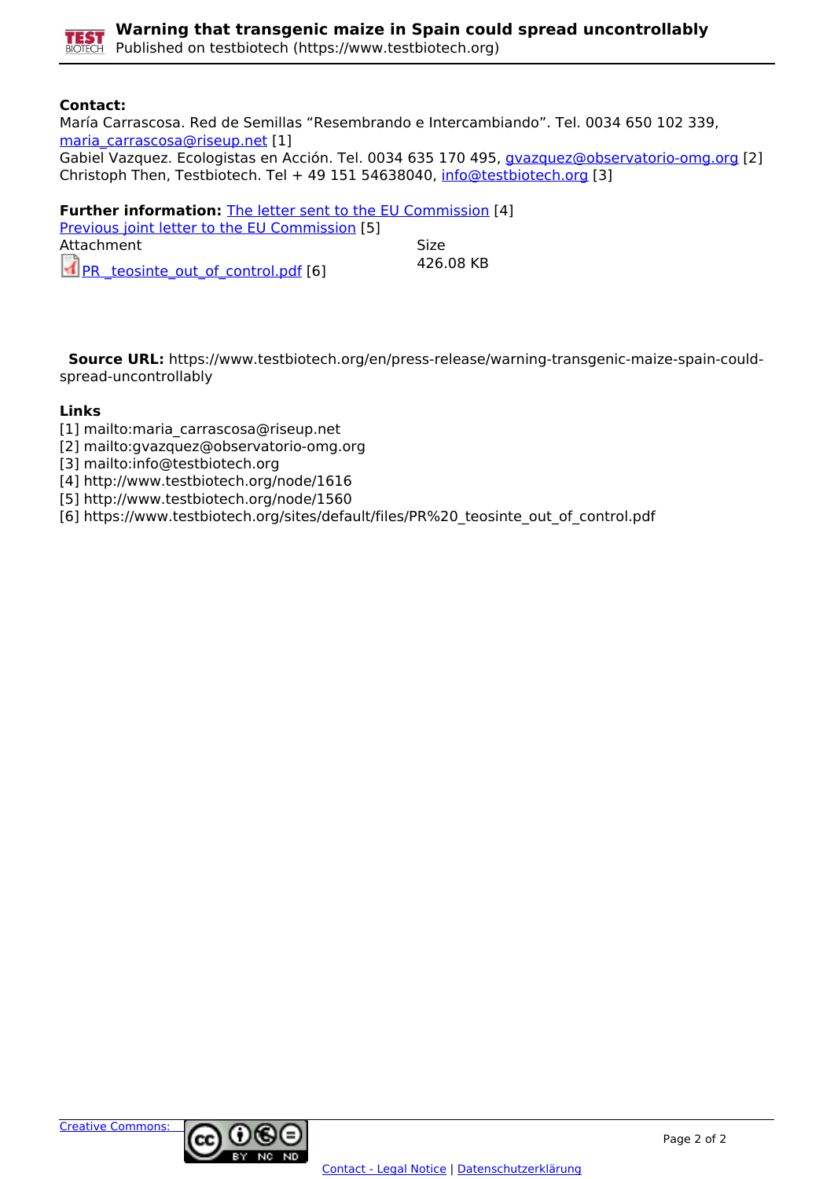**Contact:**
María Carrascosa. Red de Semillas "Resembrando e Intercambiando". Tel. 0034 650 102 339, maria_carrascosa@riseup.net [1]
Gabiel Vazquez. Ecologistas en Acción. Tel. 0034 635 170 495, gvazquez@observatorio-omg.org [2]
Christoph Then, Testbiotech. Tel + 49 151 54638040, info@testbiotech.org [3]

**Further information:** The letter sent to the EU Commission [4]
Previous joint letter to the EU Commission [5]

| Attachment | Size |
| --- | --- |
| PR_teosinte_out_of_control.pdf [6] | 426.08 KB |

**Source URL:** https://www.testbiotech.org/en/press-release/warning-transgenic-maize-spain-could-spread-uncontrollably

**Links**
[1] mailto:maria_carrascosa@riseup.net
[2] mailto:gvazquez@observatorio-omg.org
[3] mailto:info@testbiotech.org
[4] http://www.testbiotech.org/node/1616
[5] http://www.testbiotech.org/node/1560
[6] https://www.testbiotech.org/sites/default/files/PR%20_teosinte_out_of_control.pdf